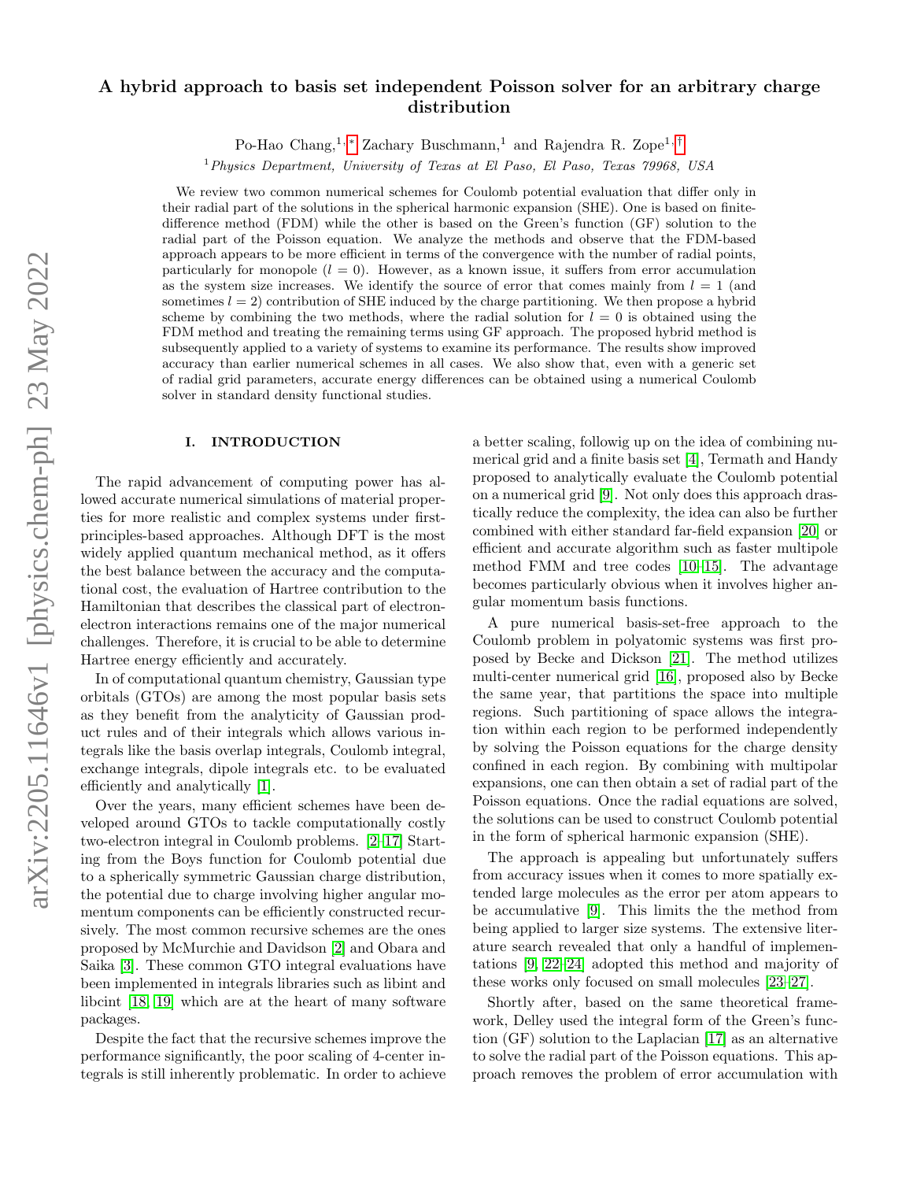# A hybrid approach to basis set independent Poisson solver for an arbitrary charge distribution

Po-Hao Chang,[1,*] Zachary Buschmann,[1] and Rajendra R. Zope[1,†]

[1] *Physics Department, University of Texas at El Paso, El Paso, Texas 79968, USA*

We review two common numerical schemes for Coulomb potential evaluation that differ only in their radial part of the solutions in the spherical harmonic expansion (SHE). One is based on finite-difference method (FDM) while the other is based on the Green's function (GF) solution to the radial part of the Poisson equation. We analyze the methods and observe that the FDM-based approach appears to be more efficient in terms of the convergence with the number of radial points, particularly for monopole ($l = 0$). However, as a known issue, it suffers from error accumulation as the system size increases. We identify the source of error that comes mainly from $l = 1$ (and sometimes $l = 2$) contribution of SHE induced by the charge partitioning. We then propose a hybrid scheme by combining the two methods, where the radial solution for $l = 0$ is obtained using the FDM method and treating the remaining terms using GF approach. The proposed hybrid method is subsequently applied to a variety of systems to examine its performance. The results show improved accuracy than earlier numerical schemes in all cases. We also show that, even with a generic set of radial grid parameters, accurate energy differences can be obtained using a numerical Coulomb solver in standard density functional studies.

## I. INTRODUCTION

The rapid advancement of computing power has allowed accurate numerical simulations of material properties for more realistic and complex systems under first-principles-based approaches. Although DFT is the most widely applied quantum mechanical method, as it offers the best balance between the accuracy and the computational cost, the evaluation of Hartree contribution to the Hamiltonian that describes the classical part of electron-electron interactions remains one of the major numerical challenges. Therefore, it is crucial to be able to determine Hartree energy efficiently and accurately.

In of computational quantum chemistry, Gaussian type orbitals (GTOs) are among the most popular basis sets as they benefit from the analyticity of Gaussian product rules and of their integrals which allows various integrals like the basis overlap integrals, Coulomb integral, exchange integrals, dipole integrals etc. to be evaluated efficiently and analytically [1].

Over the years, many efficient schemes have been developed around GTOs to tackle computationally costly two-electron integral in Coulomb problems. [2–17] Starting from the Boys function for Coulomb potential due to a spherically symmetric Gaussian charge distribution, the potential due to charge involving higher angular momentum components can be efficiently constructed recursively. The most common recursive schemes are the ones proposed by McMurchie and Davidson [2] and Obara and Saika [3]. These common GTO integral evaluations have been implemented in integrals libraries such as libint and libcint [18, 19] which are at the heart of many software packages.

Despite the fact that the recursive schemes improve the performance significantly, the poor scaling of 4-center integrals is still inherently problematic. In order to achieve a better scaling, followig up on the idea of combining numerical grid and a finite basis set [4], Termath and Handy proposed to analytically evaluate the Coulomb potential on a numerical grid [9]. Not only does this approach drastically reduce the complexity, the idea can also be further combined with either standard far-field expansion [20] or efficient and accurate algorithm such as faster multipole method FMM and tree codes [10–15]. The advantage becomes particularly obvious when it involves higher angular momentum basis functions.

A pure numerical basis-set-free approach to the Coulomb problem in polyatomic systems was first proposed by Becke and Dickson [21]. The method utilizes multi-center numerical grid [16], proposed also by Becke the same year, that partitions the space into multiple regions. Such partitioning of space allows the integration within each region to be performed independently by solving the Poisson equations for the charge density confined in each region. By combining with multipolar expansions, one can then obtain a set of radial part of the Poisson equations. Once the radial equations are solved, the solutions can be used to construct Coulomb potential in the form of spherical harmonic expansion (SHE).

The approach is appealing but unfortunately suffers from accuracy issues when it comes to more spatially extended large molecules as the error per atom appears to be accumulative [9]. This limits the the method from being applied to larger size systems. The extensive literature search revealed that only a handful of implementations [9, 22–24] adopted this method and majority of these works only focused on small molecules [23–27].

Shortly after, based on the same theoretical framework, Delley used the integral form of the Green's function (GF) solution to the Laplacian [17] as an alternative to solve the radial part of the Poisson equations. This approach removes the problem of error accumulation with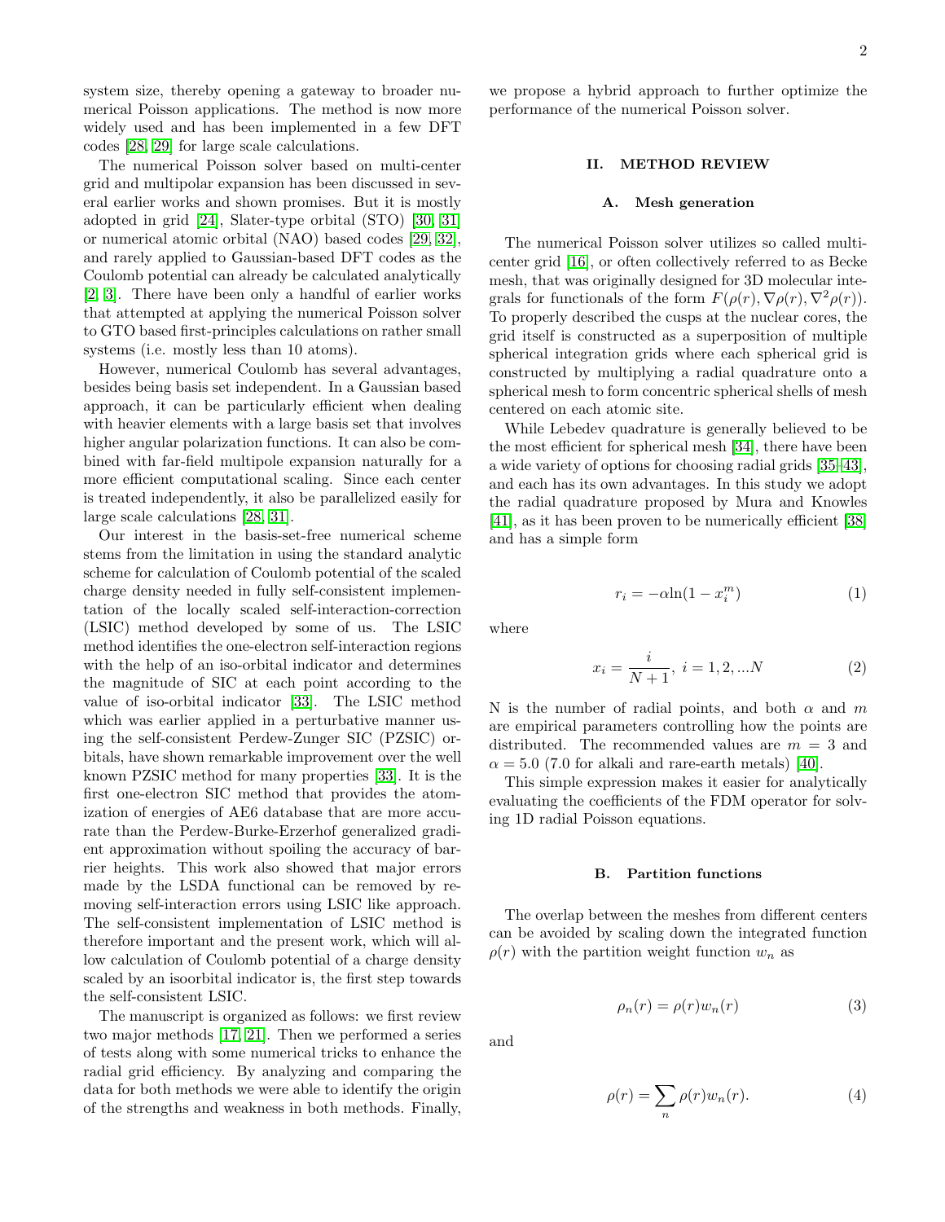system size, thereby opening a gateway to broader numerical Poisson applications. The method is now more widely used and has been implemented in a few DFT codes [28, 29] for large scale calculations.

The numerical Poisson solver based on multi-center grid and multipolar expansion has been discussed in several earlier works and shown promises. But it is mostly adopted in grid [24], Slater-type orbital (STO) [30, 31] or numerical atomic orbital (NAO) based codes [29, 32], and rarely applied to Gaussian-based DFT codes as the Coulomb potential can already be calculated analytically [2, 3]. There have been only a handful of earlier works that attempted at applying the numerical Poisson solver to GTO based first-principles calculations on rather small systems (i.e. mostly less than 10 atoms).

However, numerical Coulomb has several advantages, besides being basis set independent. In a Gaussian based approach, it can be particularly efficient when dealing with heavier elements with a large basis set that involves higher angular polarization functions. It can also be combined with far-field multipole expansion naturally for a more efficient computational scaling. Since each center is treated independently, it also be parallelized easily for large scale calculations [28, 31].

Our interest in the basis-set-free numerical scheme stems from the limitation in using the standard analytic scheme for calculation of Coulomb potential of the scaled charge density needed in fully self-consistent implementation of the locally scaled self-interaction-correction (LSIC) method developed by some of us. The LSIC method identifies the one-electron self-interaction regions with the help of an iso-orbital indicator and determines the magnitude of SIC at each point according to the value of iso-orbital indicator [33]. The LSIC method which was earlier applied in a perturbative manner using the self-consistent Perdew-Zunger SIC (PZSIC) orbitals, have shown remarkable improvement over the well known PZSIC method for many properties [33]. It is the first one-electron SIC method that provides the atomization of energies of AE6 database that are more accurate than the Perdew-Burke-Erzerhof generalized gradient approximation without spoiling the accuracy of barrier heights. This work also showed that major errors made by the LSDA functional can be removed by removing self-interaction errors using LSIC like approach. The self-consistent implementation of LSIC method is therefore important and the present work, which will allow calculation of Coulomb potential of a charge density scaled by an isoorbital indicator is, the first step towards the self-consistent LSIC.

The manuscript is organized as follows: we first review two major methods [17, 21]. Then we performed a series of tests along with some numerical tricks to enhance the radial grid efficiency. By analyzing and comparing the data for both methods we were able to identify the origin of the strengths and weakness in both methods. Finally, we propose a hybrid approach to further optimize the performance of the numerical Poisson solver.

## II. METHOD REVIEW

### A. Mesh generation

The numerical Poisson solver utilizes so called multi-center grid [16], or often collectively referred to as Becke mesh, that was originally designed for 3D molecular integrals for functionals of the form $F(\rho(r), \nabla\rho(r), \nabla^2\rho(r))$. To properly described the cusps at the nuclear cores, the grid itself is constructed as a superposition of multiple spherical integration grids where each spherical grid is constructed by multiplying a radial quadrature onto a spherical mesh to form concentric spherical shells of mesh centered on each atomic site.

While Lebedev quadrature is generally believed to be the most efficient for spherical mesh [34], there have been a wide variety of options for choosing radial grids [35–43], and each has its own advantages. In this study we adopt the radial quadrature proposed by Mura and Knowles [41], as it has been proven to be numerically efficient [38] and has a simple form

$$r_i = -\alpha \ln(1 - x_i^m) \tag{1}$$

where

$$x_i = \frac{i}{N+1},\ i = 1, 2, ...N \tag{2}$$

N is the number of radial points, and both $\alpha$ and $m$ are empirical parameters controlling how the points are distributed. The recommended values are $m = 3$ and $\alpha = 5.0$ (7.0 for alkali and rare-earth metals) [40].

This simple expression makes it easier for analytically evaluating the coefficients of the FDM operator for solving 1D radial Poisson equations.

### B. Partition functions

The overlap between the meshes from different centers can be avoided by scaling down the integrated function $\rho(r)$ with the partition weight function $w_n$ as

$$\rho_n(r) = \rho(r) w_n(r) \tag{3}$$

and

$$\rho(r) = \sum_n \rho(r) w_n(r). \tag{4}$$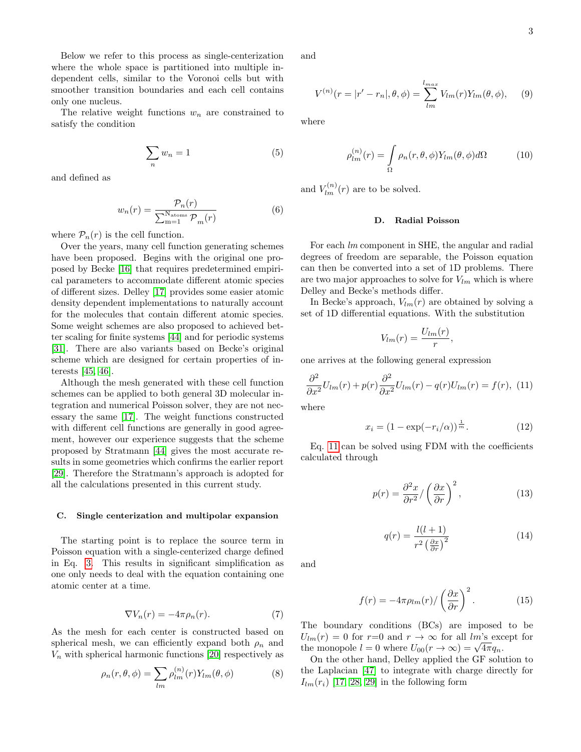Below we refer to this process as single-centerization where the whole space is partitioned into multiple independent cells, similar to the Voronoi cells but with smoother transition boundaries and each cell contains only one nucleus.

The relative weight functions $w_n$ are constrained to satisfy the condition

$$\sum_n w_n = 1 \tag{5}$$

and defined as

$$w_n(r) = \frac{\mathcal{P}_n(r)}{\sum_{\mathrm{m=1}}^{\mathrm{N_{atoms}}} \mathcal{P}_m(r)} \tag{6}$$

where $\mathcal{P}_n(r)$ is the cell function.

Over the years, many cell function generating schemes have been proposed. Begins with the original one proposed by Becke [16] that requires predetermined empirical parameters to accommodate different atomic species of different sizes. Delley [17] provides some easier atomic density dependent implementations to naturally account for the molecules that contain different atomic species. Some weight schemes are also proposed to achieved better scaling for finite systems [44] and for periodic systems [31]. There are also variants based on Becke's original scheme which are designed for certain properties of interests [45, 46].

Although the mesh generated with these cell function schemes can be applied to both general 3D molecular integration and numerical Poisson solver, they are not necessary the same [17]. The weight functions constructed with different cell functions are generally in good agreement, however our experience suggests that the scheme proposed by Stratmann [44] gives the most accurate results in some geometries which confirms the earlier report [29]. Therefore the Stratmann's approach is adopted for all the calculations presented in this current study.

### C. Single centerization and multipolar expansion

The starting point is to replace the source term in Poisson equation with a single-centerized charge defined in Eq. 3. This results in significant simplification as one only needs to deal with the equation containing one atomic center at a time.

$$\nabla V_n(r) = -4\pi\rho_n(r). \tag{7}$$

As the mesh for each center is constructed based on spherical mesh, we can efficiently expand both $\rho_n$ and $V_n$ with spherical harmonic functions [20] respectively as

$$\rho_n(r,\theta,\phi) = \sum_{lm} \rho_{lm}^{(n)}(r) Y_{lm}(\theta,\phi) \tag{8}$$

and

$$V^{(n)}(r = |r' - r_n|, \theta, \phi) = \sum_{lm}^{l_{max}} V_{lm}(r) Y_{lm}(\theta,\phi), \tag{9}$$

where

$$\rho_{lm}^{(n)}(r) = \int_\Omega \rho_n(r,\theta,\phi) Y_{lm}(\theta,\phi) d\Omega \tag{10}$$

and $V_{lm}^{(n)}(r)$ are to be solved.

### D. Radial Poisson

For each $lm$ component in SHE, the angular and radial degrees of freedom are separable, the Poisson equation can then be converted into a set of 1D problems. There are two major approaches to solve for $V_{lm}$ which is where Delley and Becke's methods differ.

In Becke's approach, $V_{lm}(r)$ are obtained by solving a set of 1D differential equations. With the substitution

$$V_{lm}(r) = \frac{U_{lm}(r)}{r},$$

one arrives at the following general expression

$$\frac{\partial^2}{\partial x^2} U_{lm}(r) + p(r) \frac{\partial^2}{\partial x^2} U_{lm}(r) - q(r) U_{lm}(r) = f(r), \tag{11}$$

where

$$x_i = (1 - \exp(-r_i/\alpha))^{\frac{1}{m}}. \tag{12}$$

Eq. 11 can be solved using FDM with the coefficients calculated through

$$p(r) = \frac{\partial^2 x}{\partial r^2} / \left(\frac{\partial x}{\partial r}\right)^2, \tag{13}$$

$$q(r) = \frac{l(l+1)}{r^2 \left(\frac{\partial x}{\partial r}\right)^2} \tag{14}$$

and

$$f(r) = -4\pi\rho_{lm}(r) / \left(\frac{\partial x}{\partial r}\right)^2. \tag{15}$$

The boundary conditions (BCs) are imposed to be $U_{lm}(r) = 0$ for $r$=0 and $r \to \infty$ for all $lm$'s except for the monopole $l = 0$ where $U_{00}(r \to \infty) = \sqrt{4\pi} q_n$.

On the other hand, Delley applied the GF solution to the Laplacian [47] to integrate with charge directly for $I_{lm}(r_i)$ [17, 28, 29] in the following form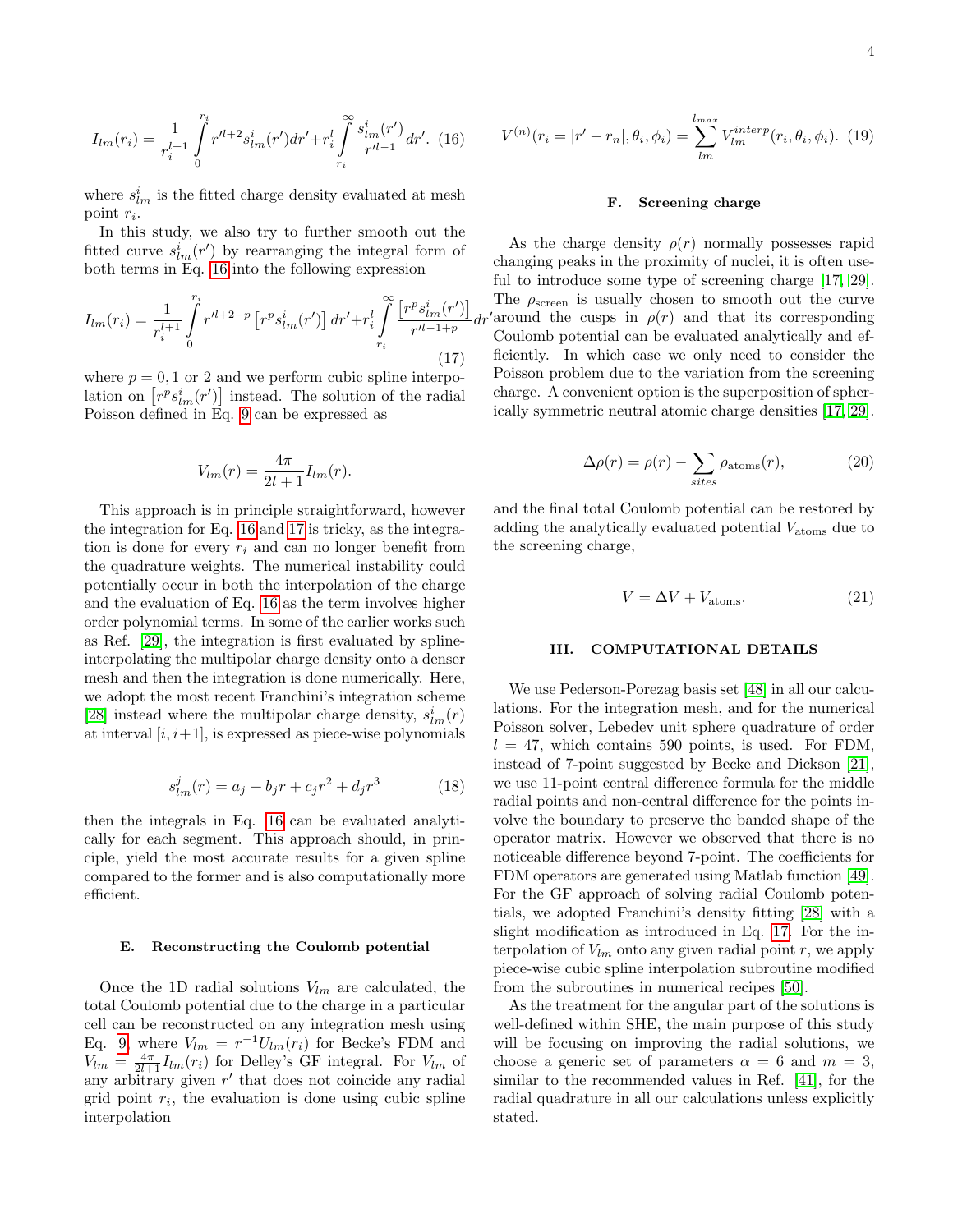$$I_{lm}(r_i) = \frac{1}{r_i^{l+1}} \int_0^{r_i} r'^{l+2} s_{lm}^i(r') dr' + r_i^l \int_{r_i}^{\infty} \frac{s_{lm}^i(r')}{r'^{l-1}} dr'. \quad (16)$$

where $s_{lm}^i$ is the fitted charge density evaluated at mesh point $r_i$.

In this study, we also try to further smooth out the fitted curve $s_{lm}^i(r')$ by rearranging the integral form of both terms in Eq. 16 into the following expression

$$I_{lm}(r_i) = \frac{1}{r_i^{l+1}} \int_0^{r_i} r'^{l+2-p} \left[ r^p s_{lm}^i(r') \right] dr' + r_i^l \int_{r_i}^{\infty} \frac{\left[ r^p s_{lm}^i(r') \right]}{r'^{l-1+p}} dr' \quad (17)$$

where $p = 0, 1$ or $2$ and we perform cubic spline interpolation on $\left[ r^p s_{lm}^i(r') \right]$ instead. The solution of the radial Poisson defined in Eq. 9 can be expressed as

$$V_{lm}(r) = \frac{4\pi}{2l+1} I_{lm}(r).$$

This approach is in principle straightforward, however the integration for Eq. 16 and 17 is tricky, as the integration is done for every $r_i$ and can no longer benefit from the quadrature weights. The numerical instability could potentially occur in both the interpolation of the charge and the evaluation of Eq. 16 as the term involves higher order polynomial terms. In some of the earlier works such as Ref. [29], the integration is first evaluated by spline-interpolating the multipolar charge density onto a denser mesh and then the integration is done numerically. Here, we adopt the most recent Franchini's integration scheme [28] instead where the multipolar charge density, $s_{lm}^i(r)$ at interval $[i, i+1]$, is expressed as piece-wise polynomials

$$s_{lm}^j(r) = a_j + b_j r + c_j r^2 + d_j r^3 \quad (18)$$

then the integrals in Eq. 16 can be evaluated analytically for each segment. This approach should, in principle, yield the most accurate results for a given spline compared to the former and is also computationally more efficient.

### E. Reconstructing the Coulomb potential

Once the 1D radial solutions $V_{lm}$ are calculated, the total Coulomb potential due to the charge in a particular cell can be reconstructed on any integration mesh using Eq. 9 where $V_{lm} = r^{-1} U_{lm}(r_i)$ for Becke's FDM and $V_{lm} = \frac{4\pi}{2l+1} I_{lm}(r_i)$ for Delley's GF integral. For $V_{lm}$ of any arbitrary given $r'$ that does not coincide any radial grid point $r_i$, the evaluation is done using cubic spline interpolation

$$V^{(n)}(r_i = |r' - r_n|, \theta_i, \phi_i) = \sum_{lm}^{l_{max}} V_{lm}^{interp}(r_i, \theta_i, \phi_i). \quad (19)$$

### F. Screening charge

As the charge density $\rho(r)$ normally possesses rapid changing peaks in the proximity of nuclei, it is often useful to introduce some type of screening charge [17, 29]. The $\rho_{\text{screen}}$ is usually chosen to smooth out the curve around the cusps in $\rho(r)$ and that its corresponding Coulomb potential can be evaluated analytically and efficiently. In which case we only need to consider the Poisson problem due to the variation from the screening charge. A convenient option is the superposition of spherically symmetric neutral atomic charge densities [17, 29].

$$\Delta\rho(r) = \rho(r) - \sum_{sites} \rho_{\text{atoms}}(r), \quad (20)$$

and the final total Coulomb potential can be restored by adding the analytically evaluated potential $V_{\text{atoms}}$ due to the screening charge,

$$V = \Delta V + V_{\text{atoms}}. \quad (21)$$

## III. COMPUTATIONAL DETAILS

We use Pederson-Porezag basis set [48] in all our calculations. For the integration mesh, and for the numerical Poisson solver, Lebedev unit sphere quadrature of order $l = 47$, which contains 590 points, is used. For FDM, instead of 7-point suggested by Becke and Dickson [21], we use 11-point central difference formula for the middle radial points and non-central difference for the points involve the boundary to preserve the banded shape of the operator matrix. However we observed that there is no noticeable difference beyond 7-point. The coefficients for FDM operators are generated using Matlab function [49]. For the GF approach of solving radial Coulomb potentials, we adopted Franchini's density fitting [28] with a slight modification as introduced in Eq. 17. For the interpolation of $V_{lm}$ onto any given radial point $r$, we apply piece-wise cubic spline interpolation subroutine modified from the subroutines in numerical recipes [50].

As the treatment for the angular part of the solutions is well-defined within SHE, the main purpose of this study will be focusing on improving the radial solutions, we choose a generic set of parameters $\alpha = 6$ and $m = 3$, similar to the recommended values in Ref. [41], for the radial quadrature in all our calculations unless explicitly stated.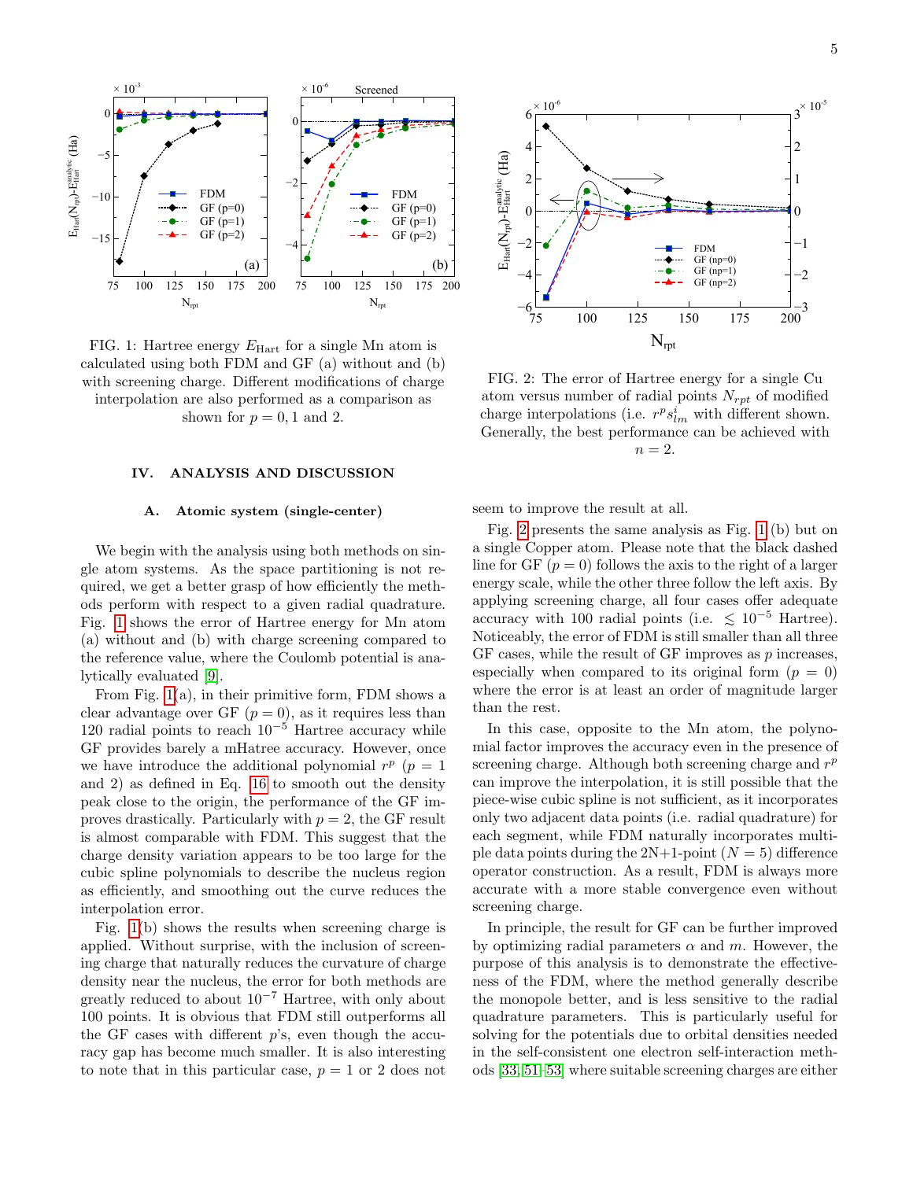FIG. 1: Hartree energy $E_{\text{Hart}}$ for a single Mn atom is calculated using both FDM and GF (a) without and (b) with screening charge. Different modifications of charge interpolation are also performed as a comparison as shown for $p = 0, 1$ and 2.

FIG. 2: The error of Hartree energy for a single Cu atom versus number of radial points $N_{rpt}$ of modified charge interpolations (i.e. $r^p s^i_{lm}$ with different shown. Generally, the best performance can be achieved with $n = 2$.

## IV. ANALYSIS AND DISCUSSION

### A. Atomic system (single-center)

We begin with the analysis using both methods on single atom systems. As the space partitioning is not required, we get a better grasp of how efficiently the methods perform with respect to a given radial quadrature. Fig. 1 shows the error of Hartree energy for Mn atom (a) without and (b) with charge screening compared to the reference value, where the Coulomb potential is analytically evaluated [9].

From Fig. 1(a), in their primitive form, FDM shows a clear advantage over GF ($p = 0$), as it requires less than 120 radial points to reach $10^{-5}$ Hartree accuracy while GF provides barely a mHatree accuracy. However, once we have introduce the additional polynomial $r^p$ ($p = 1$ and 2) as defined in Eq. 16 to smooth out the density peak close to the origin, the performance of the GF improves drastically. Particularly with $p = 2$, the GF result is almost comparable with FDM. This suggest that the charge density variation appears to be too large for the cubic spline polynomials to describe the nucleus region as efficiently, and smoothing out the curve reduces the interpolation error.

Fig. 1(b) shows the results when screening charge is applied. Without surprise, with the inclusion of screening charge that naturally reduces the curvature of charge density near the nucleus, the error for both methods are greatly reduced to about $10^{-7}$ Hartree, with only about 100 points. It is obvious that FDM still outperforms all the GF cases with different $p$'s, even though the accuracy gap has become much smaller. It is also interesting to note that in this particular case, $p = 1$ or 2 does not seem to improve the result at all.

Fig. 2 presents the same analysis as Fig. 1 (b) but on a single Copper atom. Please note that the black dashed line for GF ($p = 0$) follows the axis to the right of a larger energy scale, while the other three follow the left axis. By applying screening charge, all four cases offer adequate accuracy with 100 radial points (i.e. $\lesssim 10^{-5}$ Hartree). Noticeably, the error of FDM is still smaller than all three GF cases, while the result of GF improves as $p$ increases, especially when compared to its original form ($p = 0$) where the error is at least an order of magnitude larger than the rest.

In this case, opposite to the Mn atom, the polynomial factor improves the accuracy even in the presence of screening charge. Although both screening charge and $r^p$ can improve the interpolation, it is still possible that the piece-wise cubic spline is not sufficient, as it incorporates only two adjacent data points (i.e. radial quadrature) for each segment, while FDM naturally incorporates multiple data points during the 2N+1-point ($N = 5$) difference operator construction. As a result, FDM is always more accurate with a more stable convergence even without screening charge.

In principle, the result for GF can be further improved by optimizing radial parameters $\alpha$ and $m$. However, the purpose of this analysis is to demonstrate the effectiveness of the FDM, where the method generally describe the monopole better, and is less sensitive to the radial quadrature parameters. This is particularly useful for solving for the potentials due to orbital densities needed in the self-consistent one electron self-interaction methods [33, 51–53] where suitable screening charges are either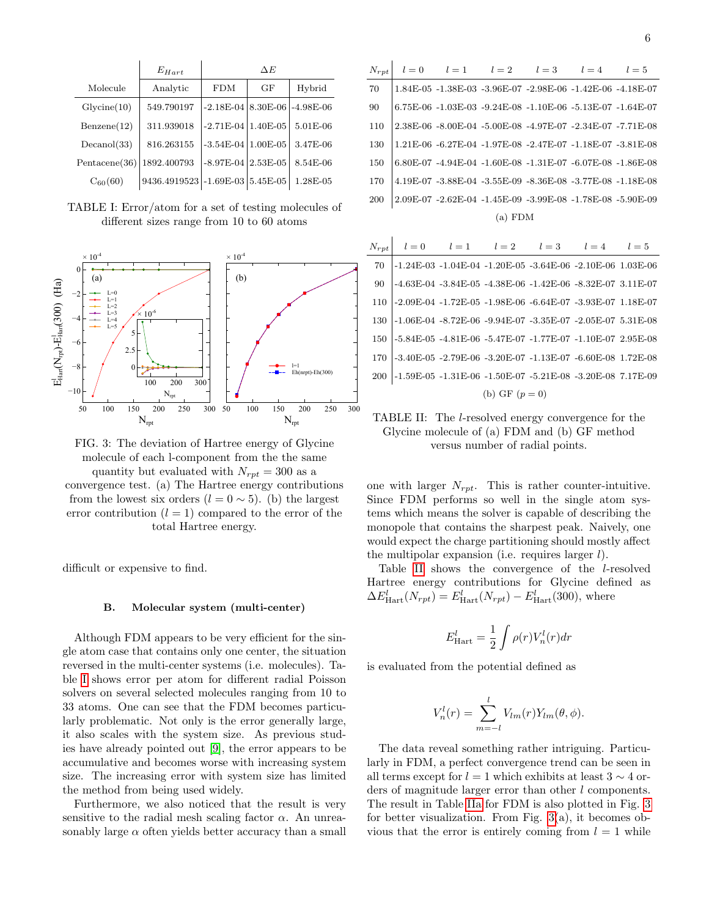| Molecule | $E_{Hart}$ Analytic | $\Delta E$ FDM | GF | Hybrid |
|---|---|---|---|---|
| Glycine(10) | 549.790197 | -2.18E-04 | 8.30E-06 | -4.98E-06 |
| Benzene(12) | 311.939018 | -2.71E-04 | 1.40E-05 | 5.01E-06 |
| Decanol(33) | 816.263155 | -3.54E-04 | 1.00E-05 | 3.47E-06 |
| Pentacene(36) | 1892.400793 | -8.97E-04 | 2.53E-05 | 8.54E-06 |
| $C_{60}$(60) | 9436.4919523 | -1.69E-03 | 5.45E-05 | 1.28E-05 |

TABLE I: Error/atom for a set of testing molecules of different sizes range from 10 to 60 atoms

FIG. 3: The deviation of Hartree energy of Glycine molecule of each l-component from the the same quantity but evaluated with $N_{rpt} = 300$ as a convergence test. (a) The Hartree energy contributions from the lowest six orders ($l = 0 \sim 5$). (b) the largest error contribution ($l = 1$) compared to the error of the total Hartree energy.

difficult or expensive to find.

### B. Molecular system (multi-center)

Although FDM appears to be very efficient for the single atom case that contains only one center, the situation reversed in the multi-center systems (i.e. molecules). Table I shows error per atom for different radial Poisson solvers on several selected molecules ranging from 10 to 33 atoms. One can see that the FDM becomes particularly problematic. Not only is the error generally large, it also scales with the system size. As previous studies have already pointed out [9], the error appears to be accumulative and becomes worse with increasing system size. The increasing error with system size has limited the method from being used widely.

Furthermore, we also noticed that the result is very sensitive to the radial mesh scaling factor $\alpha$. An unreasonably large $\alpha$ often yields better accuracy than a small one with larger $N_{rpt}$. This is rather counter-intuitive. Since FDM performs so well in the single atom systems which means the solver is capable of describing the monopole that contains the sharpest peak. Naively, one would expect the charge partitioning should mostly affect the multipolar expansion (i.e. requires larger $l$).

| $N_{rpt}$ | $l=0$ | $l=1$ | $l=2$ | $l=3$ | $l=4$ | $l=5$ |
|---|---|---|---|---|---|---|
| 70 | 1.84E-05 | -1.38E-03 | -3.96E-07 | -2.98E-06 | -1.42E-06 | -4.18E-07 |
| 90 | 6.75E-06 | -1.03E-03 | -9.24E-08 | -1.10E-06 | -5.13E-07 | -1.64E-07 |
| 110 | 2.38E-06 | -8.00E-04 | -5.00E-08 | -4.97E-07 | -2.34E-07 | -7.71E-08 |
| 130 | 1.21E-06 | -6.27E-04 | -1.97E-08 | -2.47E-07 | -1.18E-07 | -3.81E-08 |
| 150 | 6.80E-07 | -4.94E-04 | -1.60E-08 | -1.31E-07 | -6.07E-08 | -1.86E-08 |
| 170 | 4.19E-07 | -3.88E-04 | -3.55E-09 | -8.36E-08 | -3.77E-08 | -1.18E-08 |
| 200 | 2.09E-07 | -2.62E-04 | -1.45E-09 | -3.99E-08 | -1.78E-08 | -5.90E-09 |

(a) FDM

| $N_{rpt}$ | $l=0$ | $l=1$ | $l=2$ | $l=3$ | $l=4$ | $l=5$ |
|---|---|---|---|---|---|---|
| 70 | -1.24E-03 | -1.04E-04 | -1.20E-05 | -3.64E-06 | -2.10E-06 | 1.03E-06 |
| 90 | -4.63E-04 | -3.84E-05 | -4.38E-06 | -1.42E-06 | -8.32E-07 | 3.11E-07 |
| 110 | -2.09E-04 | -1.72E-05 | -1.98E-06 | -6.64E-07 | -3.93E-07 | 1.18E-07 |
| 130 | -1.06E-04 | -8.72E-06 | -9.94E-07 | -3.35E-07 | -2.05E-07 | 5.31E-08 |
| 150 | -5.84E-05 | -4.81E-06 | -5.47E-07 | -1.77E-07 | -1.10E-07 | 2.95E-08 |
| 170 | -3.40E-05 | -2.79E-06 | -3.20E-07 | -1.13E-07 | -6.60E-08 | 1.72E-08 |
| 200 | -1.59E-05 | -1.31E-06 | -1.50E-07 | -5.21E-08 | -3.20E-08 | 7.17E-09 |

(b) GF ($p = 0$)

TABLE II: The $l$-resolved energy convergence for the Glycine molecule of (a) FDM and (b) GF method versus number of radial points.

Table II shows the convergence of the $l$-resolved Hartree energy contributions for Glycine defined as $\Delta E^l_{\text{Hart}}(N_{rpt}) = E^l_{\text{Hart}}(N_{rpt}) - E^l_{\text{Hart}}(300)$, where

$$E^l_{\text{Hart}} = \frac{1}{2}\int \rho(r) V^l_n(r) dr$$

is evaluated from the potential defined as

$$V^l_n(r) = \sum_{m=-l}^{l} V_{lm}(r) Y_{lm}(\theta, \phi).$$

The data reveal something rather intriguing. Particularly in FDM, a perfect convergence trend can be seen in all terms except for $l = 1$ which exhibits at least $3 \sim 4$ orders of magnitude larger error than other $l$ components. The result in Table IIa for FDM is also plotted in Fig. 3 for better visualization. From Fig. 3(a), it becomes obvious that the error is entirely coming from $l = 1$ while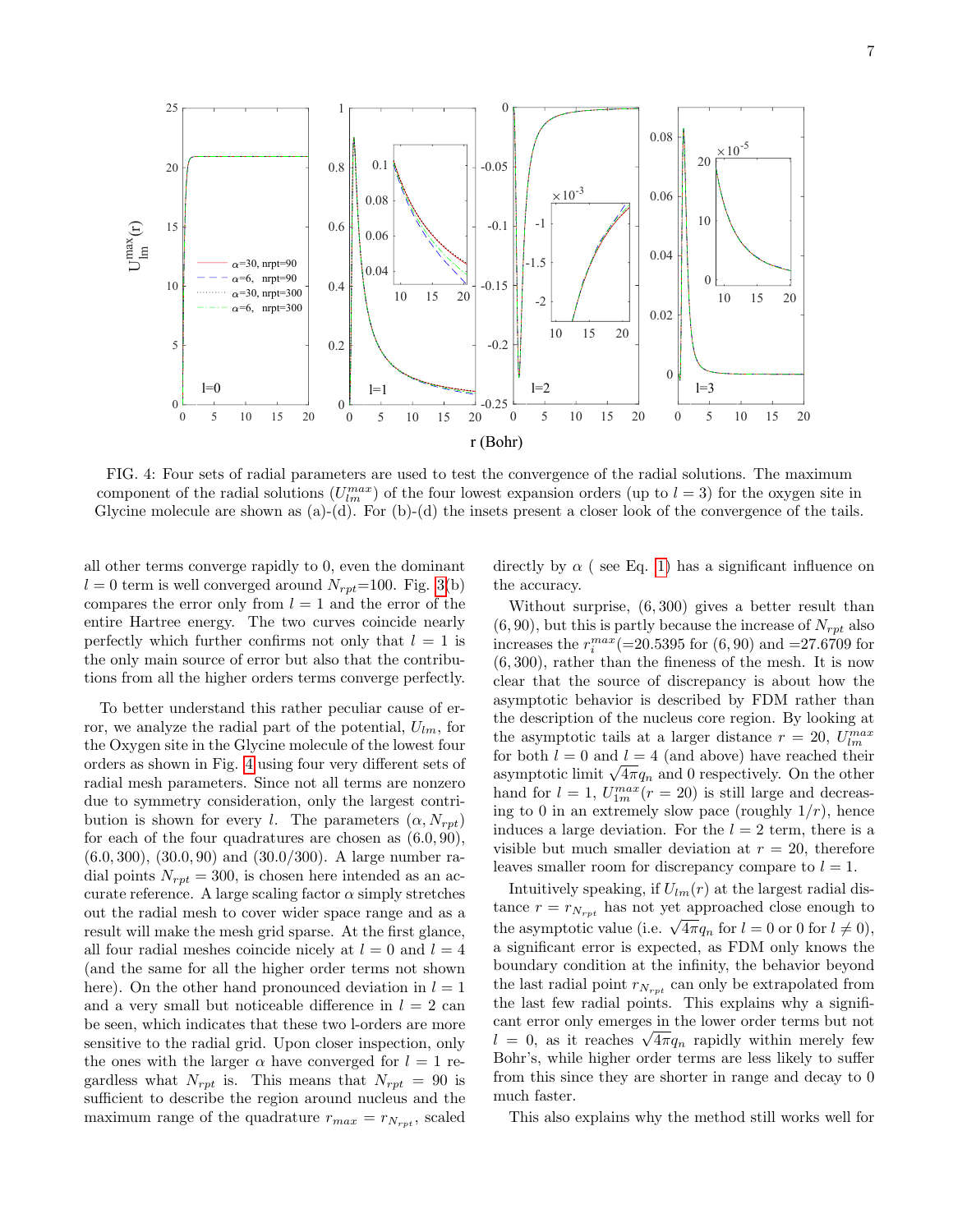FIG. 4: Four sets of radial parameters are used to test the convergence of the radial solutions. The maximum component of the radial solutions ($U_{lm}^{max}$) of the four lowest expansion orders (up to $l = 3$) for the oxygen site in Glycine molecule are shown as (a)-(d). For (b)-(d) the insets present a closer look of the convergence of the tails.

all other terms converge rapidly to 0, even the dominant $l = 0$ term is well converged around $N_{rpt}$=100. Fig. 3(b) compares the error only from $l = 1$ and the error of the entire Hartree energy. The two curves coincide nearly perfectly which further confirms not only that $l = 1$ is the only main source of error but also that the contributions from all the higher orders terms converge perfectly.

To better understand this rather peculiar cause of error, we analyze the radial part of the potential, $U_{lm}$, for the Oxygen site in the Glycine molecule of the lowest four orders as shown in Fig. 4 using four very different sets of radial mesh parameters. Since not all terms are nonzero due to symmetry consideration, only the largest contribution is shown for every $l$. The parameters $(\alpha, N_{rpt})$ for each of the four quadratures are chosen as $(6.0, 90)$, $(6.0, 300)$, $(30.0, 90)$ and $(30.0/300)$. A large number radial points $N_{rpt} = 300$, is chosen here intended as an accurate reference. A large scaling factor $\alpha$ simply stretches out the radial mesh to cover wider space range and as a result will make the mesh grid sparse. At the first glance, all four radial meshes coincide nicely at $l = 0$ and $l = 4$ (and the same for all the higher order terms not shown here). On the other hand pronounced deviation in $l = 1$ and a very small but noticeable difference in $l = 2$ can be seen, which indicates that these two l-orders are more sensitive to the radial grid. Upon closer inspection, only the ones with the larger $\alpha$ have converged for $l = 1$ regardless what $N_{rpt}$ is. This means that $N_{rpt} = 90$ is sufficient to describe the region around nucleus and the maximum range of the quadrature $r_{max} = r_{N_{rpt}}$, scaled directly by $\alpha$ ( see Eq. 1) has a significant influence on the accuracy.

Without surprise, $(6, 300)$ gives a better result than $(6, 90)$, but this is partly because the increase of $N_{rpt}$ also increases the $r_i^{max}$(=20.5395 for $(6, 90)$ and =27.6709 for $(6, 300)$, rather than the fineness of the mesh. It is now clear that the source of discrepancy is about how the asymptotic behavior is described by FDM rather than the description of the nucleus core region. By looking at the asymptotic tails at a larger distance $r = 20$, $U_{lm}^{max}$ for both $l = 0$ and $l = 4$ (and above) have reached their asymptotic limit $\sqrt{4\pi}q_n$ and 0 respectively. On the other hand for $l = 1$, $U_{1m}^{max}(r = 20)$ is still large and decreasing to 0 in an extremely slow pace (roughly $1/r$), hence induces a large deviation. For the $l = 2$ term, there is a visible but much smaller deviation at $r = 20$, therefore leaves smaller room for discrepancy compare to $l = 1$.

Intuitively speaking, if $U_{lm}(r)$ at the largest radial distance $r = r_{N_{rpt}}$ has not yet approached close enough to the asymptotic value (i.e. $\sqrt{4\pi}q_n$ for $l = 0$ or 0 for $l \neq 0$), a significant error is expected, as FDM only knows the boundary condition at the infinity, the behavior beyond the last radial point $r_{N_{rpt}}$ can only be extrapolated from the last few radial points. This explains why a significant error only emerges in the lower order terms but not $l = 0$, as it reaches $\sqrt{4\pi}q_n$ rapidly within merely few Bohr's, while higher order terms are less likely to suffer from this since they are shorter in range and decay to 0 much faster.

This also explains why the method still works well for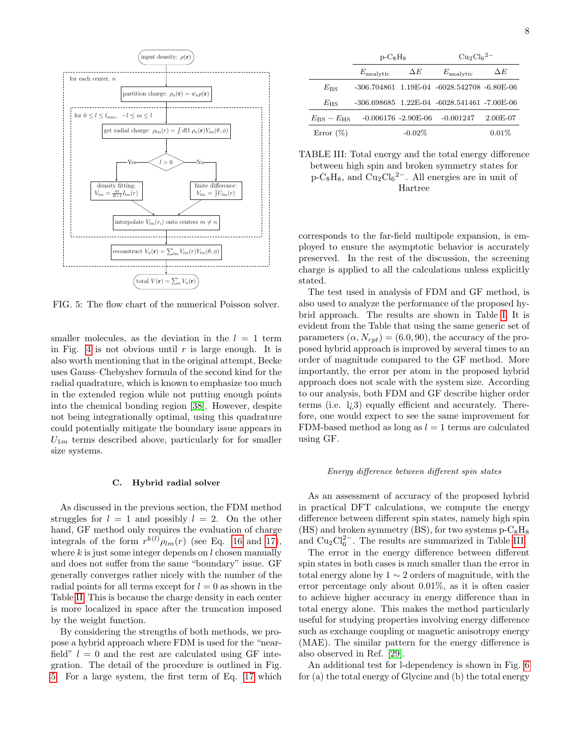FIG. 5: The flow chart of the numerical Poisson solver.

smaller molecules, as the deviation in the $l = 1$ term in Fig. 4 is not obvious until $r$ is large enough. It is also worth mentioning that in the original attempt, Becke uses Gauss–Chebyshev formula of the second kind for the radial quadrature, which is known to emphasize too much in the extended region while not putting enough points into the chemical bonding region [38]. However, despite not being integrationally optimal, using this quadrature could potentially mitigate the boundary issue appears in $U_{1m}$ terms described above, particularly for for smaller size systems.

### C. Hybrid radial solver

As discussed in the previous section, the FDM method struggles for $l = 1$ and possibly $l = 2$. On the other hand, GF method only requires the evaluation of charge integrals of the form $r^{k(l)}\rho_{lm}(r)$ (see Eq. 16 and 17), where $k$ is just some integer depends on $l$ chosen manually and does not suffer from the same "boundary" issue. GF generally converges rather nicely with the number of the radial points for all terms except for $l = 0$ as shown in the Table II. This is because the charge density in each center is more localized in space after the truncation imposed by the weight function.

By considering the strengths of both methods, we propose a hybrid approach where FDM is used for the "near-field" $l = 0$ and the rest are calculated using GF integration. The detail of the procedure is outlined in Fig. 5. For a large system, the first term of Eq. 17 which corresponds to the far-field multipole expansion, is employed to ensure the asymptotic behavior is accurately preserved. In the rest of the discussion, the screening charge is applied to all the calculations unless explicitly stated.

The test used in analysis of FDM and GF method, is also used to analyze the performance of the proposed hybrid approach. The results are shown in Table I. It is evident from the Table that using the same generic set of parameters $(\alpha, N_{rpt}) = (6.0, 90)$, the accuracy of the proposed hybrid approach is improved by several times to an order of magnitude compared to the GF method. More importantly, the error per atom in the proposed hybrid approach does not scale with the system size. According to our analysis, both FDM and GF describe higher order terms (i.e. l¿3) equally efficient and accurately. Therefore, one would expect to see the same improvement for FDM-based method as long as $l = 1$ terms are calculated using GF.

| | p-$C_8H_8$ | | $Cu_2Cl_6{}^{2-}$ | |
|---|---|---|---|---|
| | $E_{\text{analytic}}$ | $\Delta E$ | $E_{\text{analytic}}$ | $\Delta E$ |
| $E_{\text{BS}}$ | -306.704861 | 1.19E-04 | -6028.542708 | -6.80E-06 |
| $E_{\text{HS}}$ | -306.698685 | 1.22E-04 | -6028.541461 | -7.00E-06 |
| $E_{\text{BS}} - E_{\text{HS}}$ | -0.006176 | -2.90E-06 | -0.001247 | 2.00E-07 |
| Error (%) | | -0.02% | | 0.01% |

TABLE III: Total energy and the total energy difference between high spin and broken symmetry states for p-$C_8H_8$, and $Cu_2Cl_6{}^{2-}$. All energies are in unit of Hartree

*Energy difference between different spin states*

As an assessment of accuracy of the proposed hybrid in practical DFT calculations, we compute the energy difference between different spin states, namely high spin (HS) and broken symmetry (BS), for two systems p-$C_8H_8$ and $Cu_2Cl_6^{2-}$. The results are summarized in Table III.

The error in the energy difference between different spin states in both cases is much smaller than the error in total energy alone by $1 \sim 2$ orders of magnitude, with the error percentage only about 0.01%, as it is often easier to achieve higher accuracy in energy difference than in total energy alone. This makes the method particularly useful for studying properties involving energy difference such as exchange coupling or magnetic anisotropy energy (MAE). The similar pattern for the energy difference is also observed in Ref. [29].

An additional test for l-dependency is shown in Fig. 6 for (a) the total energy of Glycine and (b) the total energy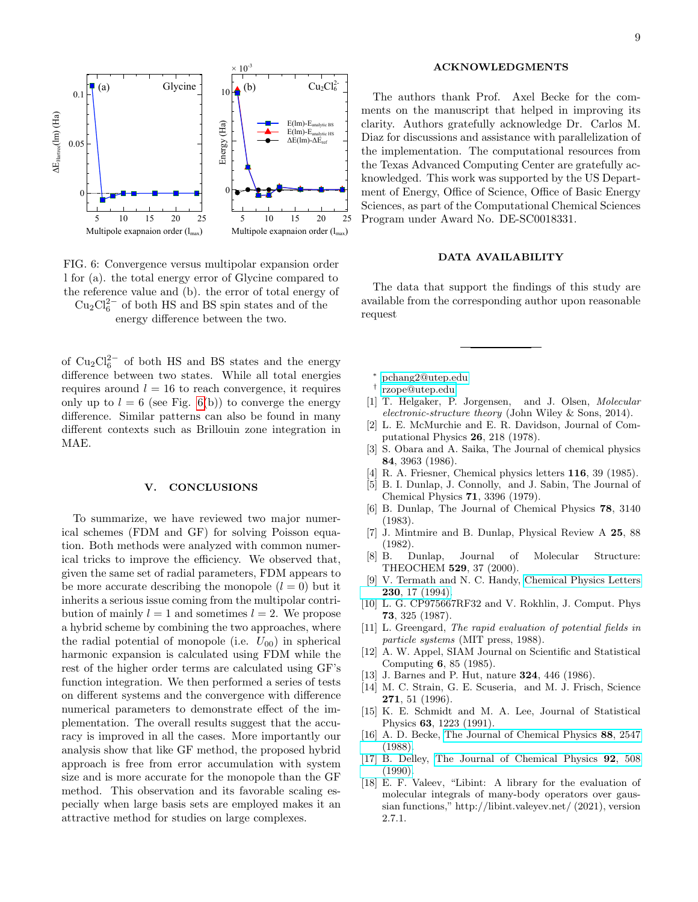FIG. 6: Convergence versus multipolar expansion order l for (a). the total energy error of Glycine compared to the reference value and (b). the error of total energy of $Cu_2Cl_6^{2-}$ of both HS and BS spin states and of the energy difference between the two.

of $Cu_2Cl_6^{2-}$ of both HS and BS states and the energy difference between two states. While all total energies requires around $l = 16$ to reach convergence, it requires only up to $l = 6$ (see Fig. 6(b)) to converge the energy difference. Similar patterns can also be found in many different contexts such as Brillouin zone integration in MAE.

## V. CONCLUSIONS

To summarize, we have reviewed two major numerical schemes (FDM and GF) for solving Poisson equation. Both methods were analyzed with common numerical tricks to improve the efficiency. We observed that, given the same set of radial parameters, FDM appears to be more accurate describing the monopole ($l = 0$) but it inherits a serious issue coming from the multipolar contribution of mainly $l = 1$ and sometimes $l = 2$. We propose a hybrid scheme by combining the two approaches, where the radial potential of monopole (i.e. $U_{00}$) in spherical harmonic expansion is calculated using FDM while the rest of the higher order terms are calculated using GF's function integration. We then performed a series of tests on different systems and the convergence with difference numerical parameters to demonstrate effect of the implementation. The overall results suggest that the accuracy is improved in all the cases. More importantly our analysis show that like GF method, the proposed hybrid approach is free from error accumulation with system size and is more accurate for the monopole than the GF method. This observation and its favorable scaling especially when large basis sets are employed makes it an attractive method for studies on large complexes.

## ACKNOWLEDGMENTS

The authors thank Prof. Axel Becke for the comments on the manuscript that helped in improving its clarity. Authors gratefully acknowledge Dr. Carlos M. Diaz for discussions and assistance with parallelization of the implementation. The computational resources from the Texas Advanced Computing Center are gratefully acknowledged. This work was supported by the US Department of Energy, Office of Science, Office of Basic Energy Sciences, as part of the Computational Chemical Sciences Program under Award No. DE-SC0018331.

## DATA AVAILABILITY

The data that support the findings of this study are available from the corresponding author upon reasonable request

---

* pchang2@utep.edu
† rzope@utep.edu

[1] T. Helgaker, P. Jorgensen, and J. Olsen, *Molecular electronic-structure theory* (John Wiley & Sons, 2014).
[2] L. E. McMurchie and E. R. Davidson, Journal of Computational Physics **26**, 218 (1978).
[3] S. Obara and A. Saika, The Journal of chemical physics **84**, 3963 (1986).
[4] R. A. Friesner, Chemical physics letters **116**, 39 (1985).
[5] B. I. Dunlap, J. Connolly, and J. Sabin, The Journal of Chemical Physics **71**, 3396 (1979).
[6] B. Dunlap, The Journal of Chemical Physics **78**, 3140 (1983).
[7] J. Mintmire and B. Dunlap, Physical Review A **25**, 88 (1982).
[8] B. Dunlap, Journal of Molecular Structure: THEOCHEM **529**, 37 (2000).
[9] V. Termath and N. C. Handy, Chemical Physics Letters **230**, 17 (1994).
[10] L. G. CP975667RF32 and V. Rokhlin, J. Comput. Phys **73**, 325 (1987).
[11] L. Greengard, *The rapid evaluation of potential fields in particle systems* (MIT press, 1988).
[12] A. W. Appel, SIAM Journal on Scientific and Statistical Computing **6**, 85 (1985).
[13] J. Barnes and P. Hut, nature **324**, 446 (1986).
[14] M. C. Strain, G. E. Scuseria, and M. J. Frisch, Science **271**, 51 (1996).
[15] K. E. Schmidt and M. A. Lee, Journal of Statistical Physics **63**, 1223 (1991).
[16] A. D. Becke, The Journal of Chemical Physics **88**, 2547 (1988).
[17] B. Delley, The Journal of Chemical Physics **92**, 508 (1990).
[18] E. F. Valeev, "Libint: A library for the evaluation of molecular integrals of many-body operators over gaussian functions," http://libint.valeyev.net/ (2021), version 2.7.1.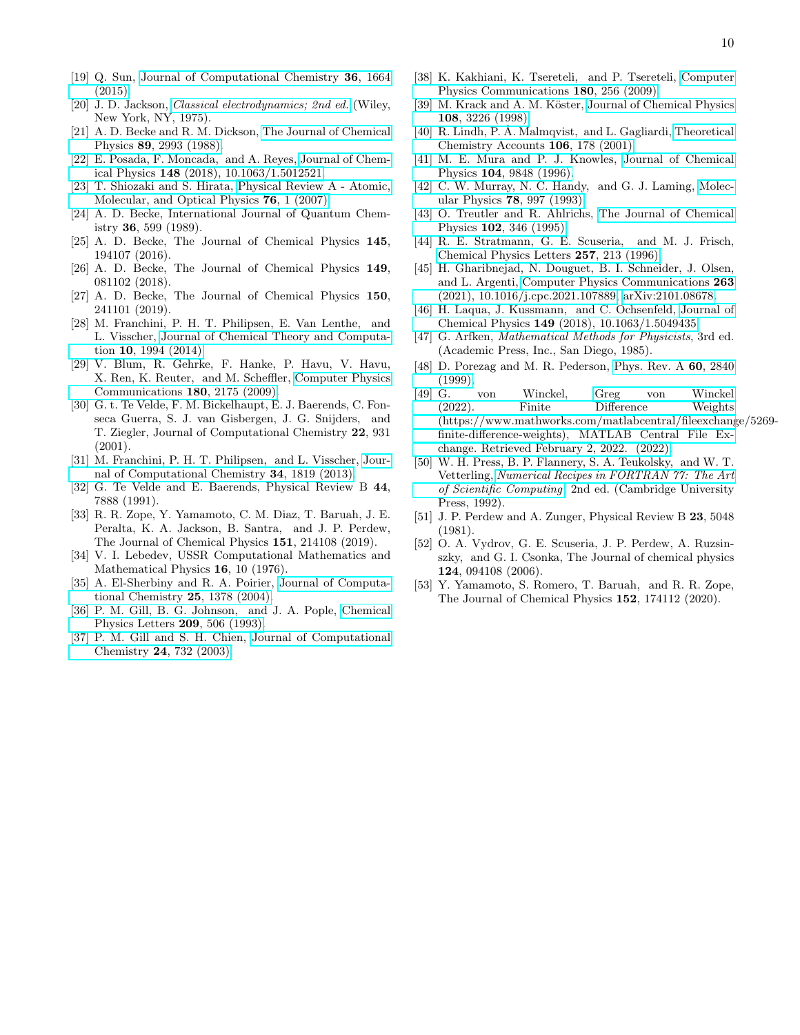[19] Q. Sun, Journal of Computational Chemistry **36**, 1664 (2015).

[20] J. D. Jackson, *Classical electrodynamics; 2nd ed.* (Wiley, New York, NY, 1975).

[21] A. D. Becke and R. M. Dickson, The Journal of Chemical Physics **89**, 2993 (1988).

[22] E. Posada, F. Moncada, and A. Reyes, Journal of Chemical Physics **148** (2018), 10.1063/1.5012521.

[23] T. Shiozaki and S. Hirata, Physical Review A - Atomic, Molecular, and Optical Physics **76**, 1 (2007).

[24] A. D. Becke, International Journal of Quantum Chemistry **36**, 599 (1989).

[25] A. D. Becke, The Journal of Chemical Physics **145**, 194107 (2016).

[26] A. D. Becke, The Journal of Chemical Physics **149**, 081102 (2018).

[27] A. D. Becke, The Journal of Chemical Physics **150**, 241101 (2019).

[28] M. Franchini, P. H. T. Philipsen, E. Van Lenthe, and L. Visscher, Journal of Chemical Theory and Computation **10**, 1994 (2014).

[29] V. Blum, R. Gehrke, F. Hanke, P. Havu, V. Havu, X. Ren, K. Reuter, and M. Scheffler, Computer Physics Communications **180**, 2175 (2009).

[30] G. t. Te Velde, F. M. Bickelhaupt, E. J. Baerends, C. Fonseca Guerra, S. J. van Gisbergen, J. G. Snijders, and T. Ziegler, Journal of Computational Chemistry **22**, 931 (2001).

[31] M. Franchini, P. H. T. Philipsen, and L. Visscher, Journal of Computational Chemistry **34**, 1819 (2013).

[32] G. Te Velde and E. Baerends, Physical Review B **44**, 7888 (1991).

[33] R. R. Zope, Y. Yamamoto, C. M. Diaz, T. Baruah, J. E. Peralta, K. A. Jackson, B. Santra, and J. P. Perdew, The Journal of Chemical Physics **151**, 214108 (2019).

[34] V. I. Lebedev, USSR Computational Mathematics and Mathematical Physics **16**, 10 (1976).

[35] A. El-Sherbiny and R. A. Poirier, Journal of Computational Chemistry **25**, 1378 (2004).

[36] P. M. Gill, B. G. Johnson, and J. A. Pople, Chemical Physics Letters **209**, 506 (1993).

[37] P. M. Gill and S. H. Chien, Journal of Computational Chemistry **24**, 732 (2003).

[38] K. Kakhiani, K. Tsereteli, and P. Tsereteli, Computer Physics Communications **180**, 256 (2009).

[39] M. Krack and A. M. Köster, Journal of Chemical Physics **108**, 3226 (1998).

[40] R. Lindh, P. A. Malmqvist, and L. Gagliardi, Theoretical Chemistry Accounts **106**, 178 (2001).

[41] M. E. Mura and P. J. Knowles, Journal of Chemical Physics **104**, 9848 (1996).

[42] C. W. Murray, N. C. Handy, and G. J. Laming, Molecular Physics **78**, 997 (1993).

[43] O. Treutler and R. Ahlrichs, The Journal of Chemical Physics **102**, 346 (1995).

[44] R. E. Stratmann, G. E. Scuseria, and M. J. Frisch, Chemical Physics Letters **257**, 213 (1996).

[45] H. Gharibnejad, N. Douguet, B. I. Schneider, J. Olsen, and L. Argenti, Computer Physics Communications **263** (2021), 10.1016/j.cpc.2021.107889, arXiv:2101.08678.

[46] H. Laqua, J. Kussmann, and C. Ochsenfeld, Journal of Chemical Physics **149** (2018), 10.1063/1.5049435.

[47] G. Arfken, *Mathematical Methods for Physicists*, 3rd ed. (Academic Press, Inc., San Diego, 1985).

[48] D. Porezag and M. R. Pederson, Phys. Rev. A **60**, 2840 (1999).

[49] G. von Winckel, Greg von Winckel (2022). Finite Difference Weights (https://www.mathworks.com/matlabcentral/fileexchange/5269-finite-difference-weights), MATLAB Central File Exchange. Retrieved February 2, 2022. (2022).

[50] W. H. Press, B. P. Flannery, S. A. Teukolsky, and W. T. Vetterling, *Numerical Recipes in FORTRAN 77: The Art of Scientific Computing*, 2nd ed. (Cambridge University Press, 1992).

[51] J. P. Perdew and A. Zunger, Physical Review B **23**, 5048 (1981).

[52] O. A. Vydrov, G. E. Scuseria, J. P. Perdew, A. Ruzsinszky, and G. I. Csonka, The Journal of chemical physics **124**, 094108 (2006).

[53] Y. Yamamoto, S. Romero, T. Baruah, and R. R. Zope, The Journal of Chemical Physics **152**, 174112 (2020).